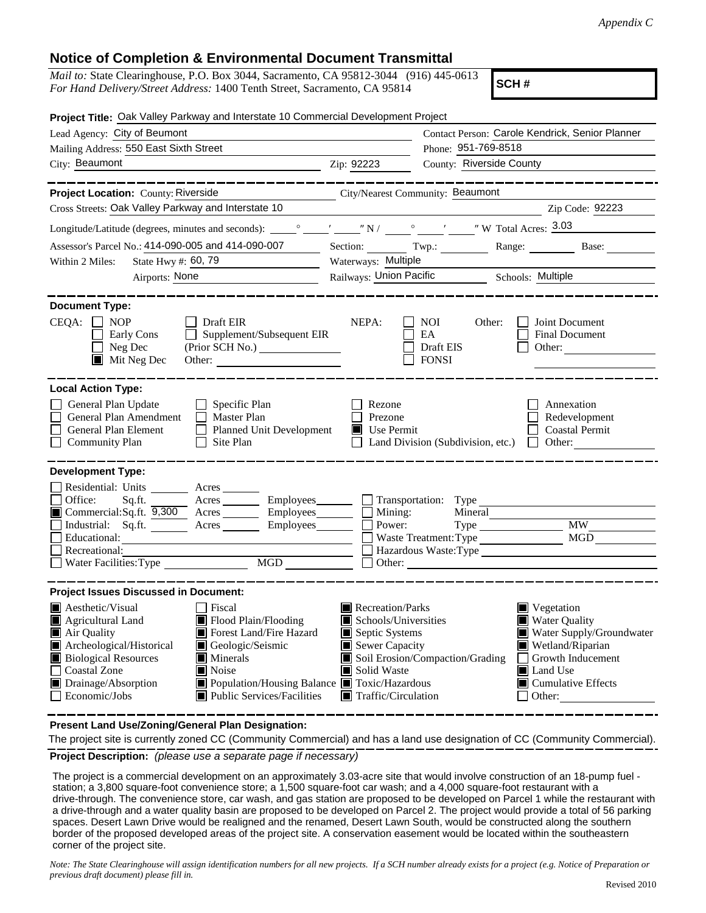*Appendix C*

# Notice of Completion & Environmental Document Transmittal

*Mail to:* State Clearinghouse, P.O. Box 3044, Sacramento, CA 95812-3044 (916) 445-0613
*For Hand Delivery/Street Address:* 1400 Tenth Street, Sacramento, CA 95814

**SCH #**

**Project Title:** Oak Valley Parkway and Interstate 10 Commercial Development Project

Lead Agency: City of Beumont
Contact Person: Carole Kendrick, Senior Planner
Mailing Address: 550 East Sixth Street
Phone: 951-769-8518
City: Beaumont
Zip: 92223
County: Riverside County

**Project Location:** County: Riverside
City/Nearest Community: Beaumont
Cross Streets: Oak Valley Parkway and Interstate 10
Zip Code: 92223
Longitude/Latitude (degrees, minutes and seconds): ___° ___′ ___″ N / ___° ___′ ___″ W Total Acres: 3.03
Assessor's Parcel No.: 414-090-005 and 414-090-007
Section: ___ Twp.: ___ Range: ___ Base: ___
Within 2 Miles: State Hwy #: 60, 79
Waterways: Multiple
Airports: None
Railways: Union Pacific
Schools: Multiple

**Document Type:**

CEQA: ☐ NOP ☐ Early Cons ☐ Neg Dec ■ Mit Neg Dec ☐ Draft EIR ☐ Supplement/Subsequent EIR (Prior SCH No.) ___ Other: ___

NEPA: ☐ NOI ☐ EA ☐ Draft EIS ☐ FONSI

Other: ☐ Joint Document ☐ Final Document ☐ Other: ___

**Local Action Type:**

☐ General Plan Update
☐ General Plan Amendment
☐ General Plan Element
☐ Community Plan
☐ Specific Plan
☐ Master Plan
☐ Planned Unit Development
☐ Site Plan
☐ Rezone
☐ Prezone
■ Use Permit
☐ Land Division (Subdivision, etc.)
☐ Annexation
☐ Redevelopment
☐ Coastal Permit
☐ Other: ___

**Development Type:**

☐ Residential: Units ___ Acres ___
☐ Office: Sq.ft. ___ Acres ___ Employees ___
■ Commercial: Sq.ft. 9,300 Acres ___ Employees ___
☐ Industrial: Sq.ft. ___ Acres ___ Employees ___
☐ Educational: ___
☐ Recreational: ___
☐ Water Facilities: Type ___ MGD ___
☐ Transportation: Type ___
☐ Mining: Mineral ___
☐ Power: Type ___ MW ___
☐ Waste Treatment: Type ___ MGD ___
☐ Hazardous Waste: Type ___
☐ Other: ___

**Project Issues Discussed in Document:**

■ Aesthetic/Visual
■ Agricultural Land
■ Air Quality
■ Archeological/Historical
■ Biological Resources
☐ Coastal Zone
■ Drainage/Absorption
☐ Economic/Jobs
☐ Fiscal
■ Flood Plain/Flooding
■ Forest Land/Fire Hazard
■ Geologic/Seismic
■ Minerals
■ Noise
■ Population/Housing Balance
■ Public Services/Facilities
■ Recreation/Parks
■ Schools/Universities
■ Septic Systems
■ Sewer Capacity
■ Soil Erosion/Compaction/Grading
■ Solid Waste
■ Toxic/Hazardous
■ Traffic/Circulation
■ Vegetation
■ Water Quality
■ Water Supply/Groundwater
■ Wetland/Riparian
☐ Growth Inducement
■ Land Use
■ Cumulative Effects
☐ Other: ___

**Present Land Use/Zoning/General Plan Designation:**

The project site is currently zoned CC (Community Commercial) and has a land use designation of CC (Community Commercial).

**Project Description:** *(please use a separate page if necessary)*

The project is a commercial development on an approximately 3.03-acre site that would involve construction of an 18-pump fuel - station; a 3,800 square-foot convenience store; a 1,500 square-foot car wash; and a 4,000 square-foot restaurant with a drive-through. The convenience store, car wash, and gas station are proposed to be developed on Parcel 1 while the restaurant with a drive-through and a water quality basin are proposed to be developed on Parcel 2. The project would provide a total of 56 parking spaces. Desert Lawn Drive would be realigned and the renamed, Desert Lawn South, would be constructed along the southern border of the proposed developed areas of the project site. A conservation easement would be located within the southeastern corner of the project site.

*Note: The State Clearinghouse will assign identification numbers for all new projects. If a SCH number already exists for a project (e.g. Notice of Preparation or previous draft document) please fill in.*

Revised 2010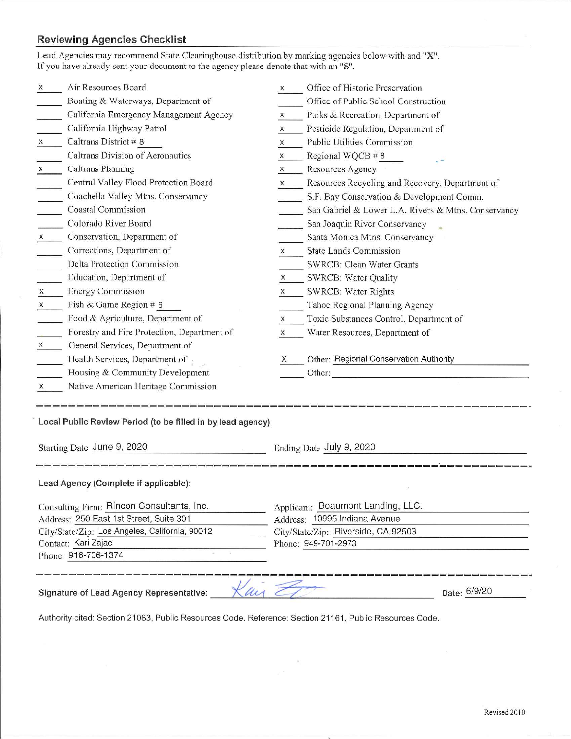## Reviewing Agencies Checklist

Lead Agencies may recommend State Clearinghouse distribution by marking agencies below with and "X".
If you have already sent your document to the agency please denote that with an "S".

- x Air Resources Board
- ___ Boating & Waterways, Department of
- ___ California Emergency Management Agency
- ___ California Highway Patrol
- x Caltrans District # 8
- ___ Caltrans Division of Aeronautics
- x Caltrans Planning
- ___ Central Valley Flood Protection Board
- ___ Coachella Valley Mtns. Conservancy
- ___ Coastal Commission
- ___ Colorado River Board
- x Conservation, Department of
- ___ Corrections, Department of
- ___ Delta Protection Commission
- ___ Education, Department of
- x Energy Commission
- x Fish & Game Region # 6
- ___ Food & Agriculture, Department of
- ___ Forestry and Fire Protection, Department of
- x General Services, Department of
- ___ Health Services, Department of
- ___ Housing & Community Development
- x Native American Heritage Commission
- x Office of Historic Preservation
- ___ Office of Public School Construction
- x Parks & Recreation, Department of
- x Pesticide Regulation, Department of
- x Public Utilities Commission
- x Regional WQCB # 8
- x Resources Agency
- x Resources Recycling and Recovery, Department of
- ___ S.F. Bay Conservation & Development Comm.
- ___ San Gabriel & Lower L.A. Rivers & Mtns. Conservancy
- ___ San Joaquin River Conservancy
- ___ Santa Monica Mtns. Conservancy
- x State Lands Commission
- ___ SWRCB: Clean Water Grants
- x SWRCB: Water Quality
- x SWRCB: Water Rights
- ___ Tahoe Regional Planning Agency
- x Toxic Substances Control, Department of
- x Water Resources, Department of
- X Other: Regional Conservation Authority
- ___ Other: ___

---

**Local Public Review Period (to be filled in by lead agency)**

Starting Date June 9, 2020 Ending Date July 9, 2020

---

**Lead Agency (Complete if applicable):**

Consulting Firm: Rincon Consultants, Inc.
Address: 250 East 1st Street, Suite 301
City/State/Zip: Los Angeles, California, 90012
Contact: Kari Zajac
Phone: 916-706-1374

Applicant: Beaumont Landing, LLC.
Address: 10995 Indiana Avenue
City/State/Zip: Riverside, CA 92503
Phone: 949-701-2973

---

**Signature of Lead Agency Representative:** Kari Z **Date:** 6/9/20

Authority cited: Section 21083, Public Resources Code. Reference: Section 21161, Public Resources Code.

Revised 2010